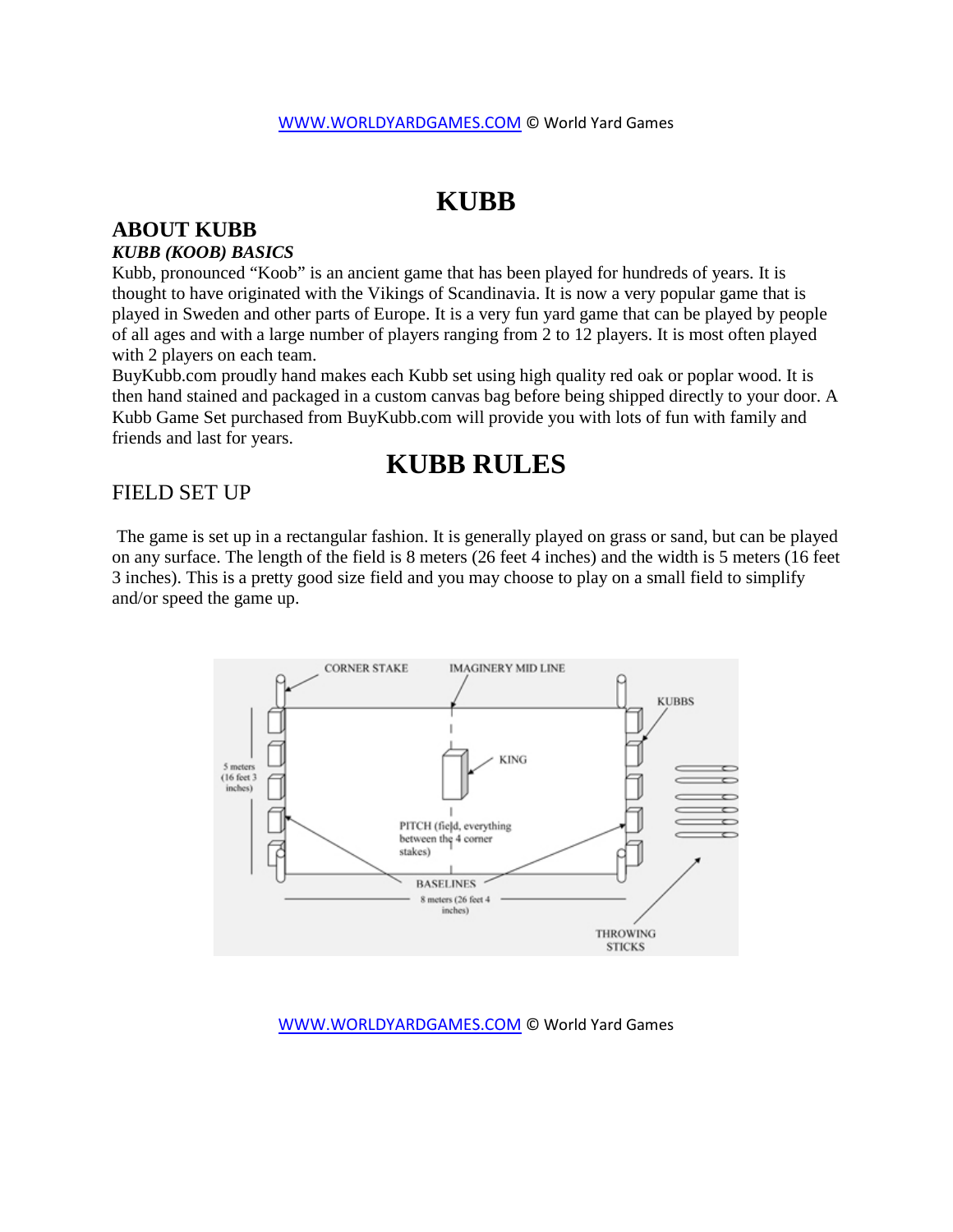# KUBB

## ABOUT KUBB

### *KUBB (KOOB) BASICS*

Kubb, pronounced "Koob" is an ancient game that has been played for hundreds of years. It is thought to have originated with the Vikings of Scandinavia. It is now a very popular game that is played in Sweden and other parts of Europe. It is a very fun yard game that can be played by people of all ages and with a large number of players ranging from 2 to 12 players. It is most often played with 2 players on each team.

BuyKubb.com proudly hand makes each Kubb set using high quality red oak or poplar wood. It is then hand stained and packaged in a custom canvas bag before being shipped directly to your door. A Kubb Game Set purchased from BuyKubb.com will provide you with lots of fun with family and friends and last for years.

# KUBB RULES

## FIELD SET UP

The game is set up in a rectangular fashion. It is generally played on grass or sand, but can be played on any surface. The length of the field is 8 meters (26 feet 4 inches) and the width is 5 meters (16 feet 3 inches). This is a pretty good size field and you may choose to play on a small field to simplify and/or speed the game up.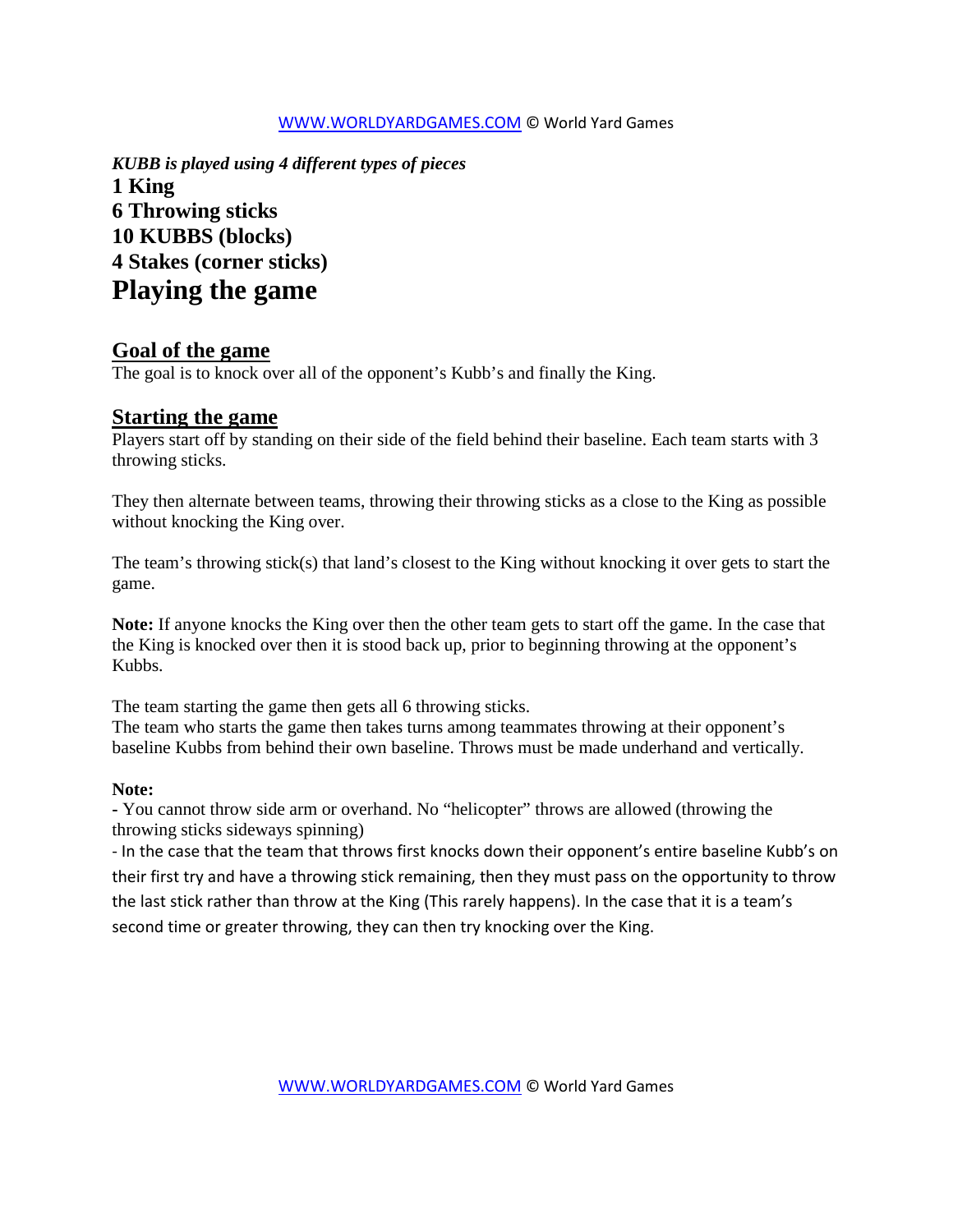*KUBB is played using 4 different types of pieces*

**1 King**

**6 Throwing sticks**

**10 KUBBS (blocks)**

**4 Stakes (corner sticks)**

# Playing the game

## Goal of the game

The goal is to knock over all of the opponent's Kubb's and finally the King.

## Starting the game

Players start off by standing on their side of the field behind their baseline. Each team starts with 3 throwing sticks.

They then alternate between teams, throwing their throwing sticks as a close to the King as possible without knocking the King over.

The team's throwing stick(s) that land's closest to the King without knocking it over gets to start the game.

**Note:** If anyone knocks the King over then the other team gets to start off the game. In the case that the King is knocked over then it is stood back up, prior to beginning throwing at the opponent's Kubbs.

The team starting the game then gets all 6 throwing sticks.
The team who starts the game then takes turns among teammates throwing at their opponent's baseline Kubbs from behind their own baseline. Throws must be made underhand and vertically.

**Note:**

- You cannot throw side arm or overhand. No "helicopter" throws are allowed (throwing the throwing sticks sideways spinning)
- In the case that the team that throws first knocks down their opponent's entire baseline Kubb's on their first try and have a throwing stick remaining, then they must pass on the opportunity to throw the last stick rather than throw at the King (This rarely happens). In the case that it is a team's second time or greater throwing, they can then try knocking over the King.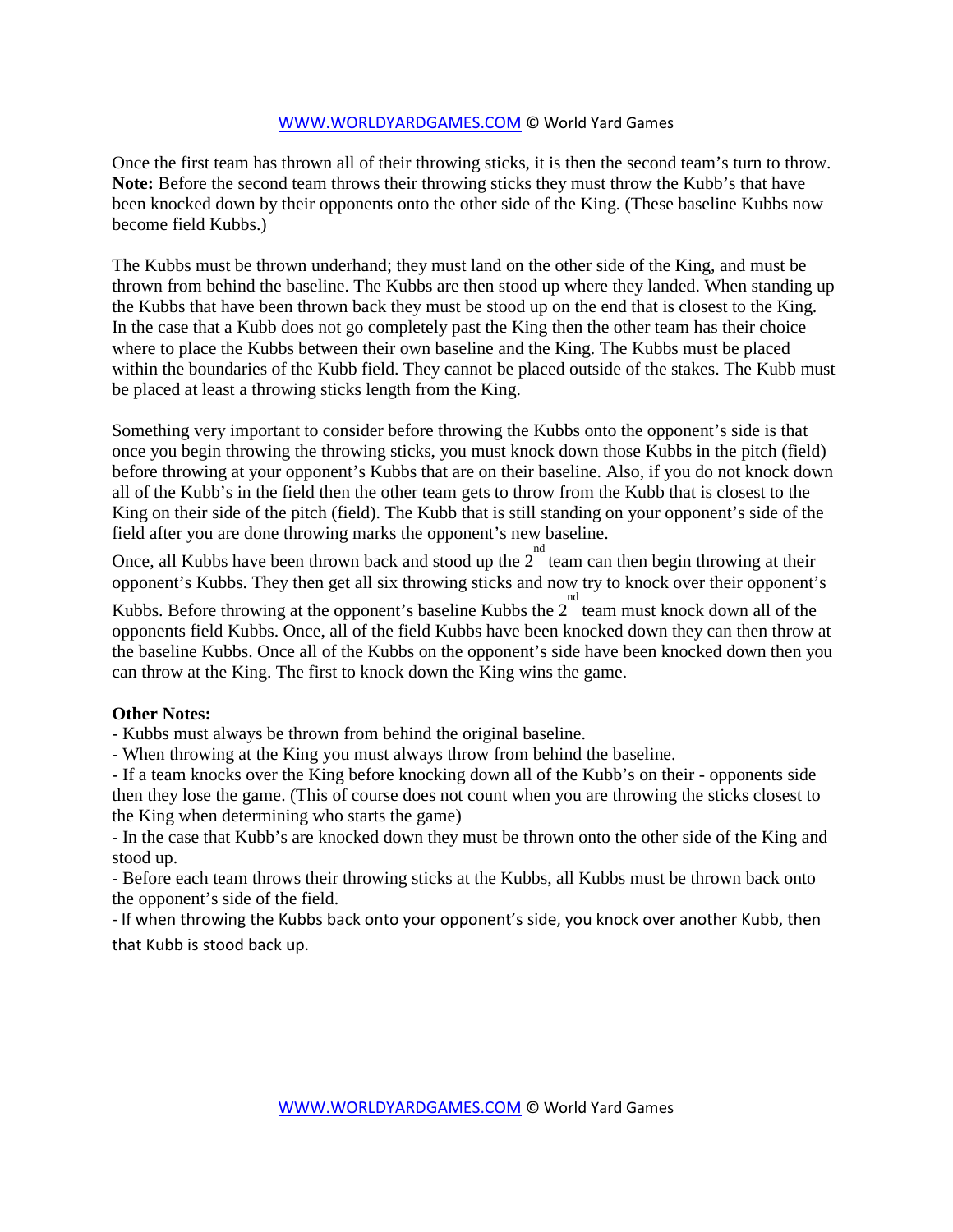Once the first team has thrown all of their throwing sticks, it is then the second team's turn to throw. **Note:** Before the second team throws their throwing sticks they must throw the Kubb's that have been knocked down by their opponents onto the other side of the King. (These baseline Kubbs now become field Kubbs.)

The Kubbs must be thrown underhand; they must land on the other side of the King, and must be thrown from behind the baseline. The Kubbs are then stood up where they landed. When standing up the Kubbs that have been thrown back they must be stood up on the end that is closest to the King. In the case that a Kubb does not go completely past the King then the other team has their choice where to place the Kubbs between their own baseline and the King. The Kubbs must be placed within the boundaries of the Kubb field. They cannot be placed outside of the stakes. The Kubb must be placed at least a throwing sticks length from the King.

Something very important to consider before throwing the Kubbs onto the opponent's side is that once you begin throwing the throwing sticks, you must knock down those Kubbs in the pitch (field) before throwing at your opponent's Kubbs that are on their baseline. Also, if you do not knock down all of the Kubb's in the field then the other team gets to throw from the Kubb that is closest to the King on their side of the pitch (field). The Kubb that is still standing on your opponent's side of the field after you are done throwing marks the opponent's new baseline.

Once, all Kubbs have been thrown back and stood up the 2nd team can then begin throwing at their opponent's Kubbs. They then get all six throwing sticks and now try to knock over their opponent's Kubbs. Before throwing at the opponent's baseline Kubbs the 2nd team must knock down all of the opponents field Kubbs. Once, all of the field Kubbs have been knocked down they can then throw at the baseline Kubbs. Once all of the Kubbs on the opponent's side have been knocked down then you can throw at the King. The first to knock down the King wins the game.

**Other Notes:**

- Kubbs must always be thrown from behind the original baseline.
- When throwing at the King you must always throw from behind the baseline.
- If a team knocks over the King before knocking down all of the Kubb's on their - opponents side then they lose the game. (This of course does not count when you are throwing the sticks closest to the King when determining who starts the game)
- In the case that Kubb's are knocked down they must be thrown onto the other side of the King and stood up.
- Before each team throws their throwing sticks at the Kubbs, all Kubbs must be thrown back onto the opponent's side of the field.
- If when throwing the Kubbs back onto your opponent's side, you knock over another Kubb, then that Kubb is stood back up.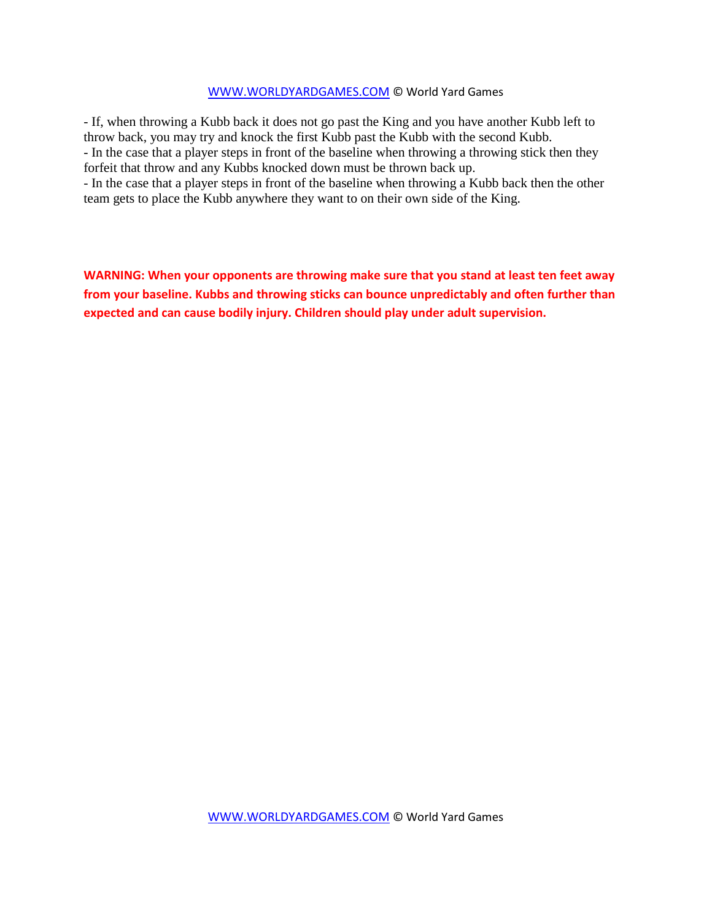- If, when throwing a Kubb back it does not go past the King and you have another Kubb left to throw back, you may try and knock the first Kubb past the Kubb with the second Kubb.
- In the case that a player steps in front of the baseline when throwing a throwing stick then they forfeit that throw and any Kubbs knocked down must be thrown back up.
- In the case that a player steps in front of the baseline when throwing a Kubb back then the other team gets to place the Kubb anywhere they want to on their own side of the King.

**WARNING: When your opponents are throwing make sure that you stand at least ten feet away from your baseline. Kubbs and throwing sticks can bounce unpredictably and often further than expected and can cause bodily injury. Children should play under adult supervision.**